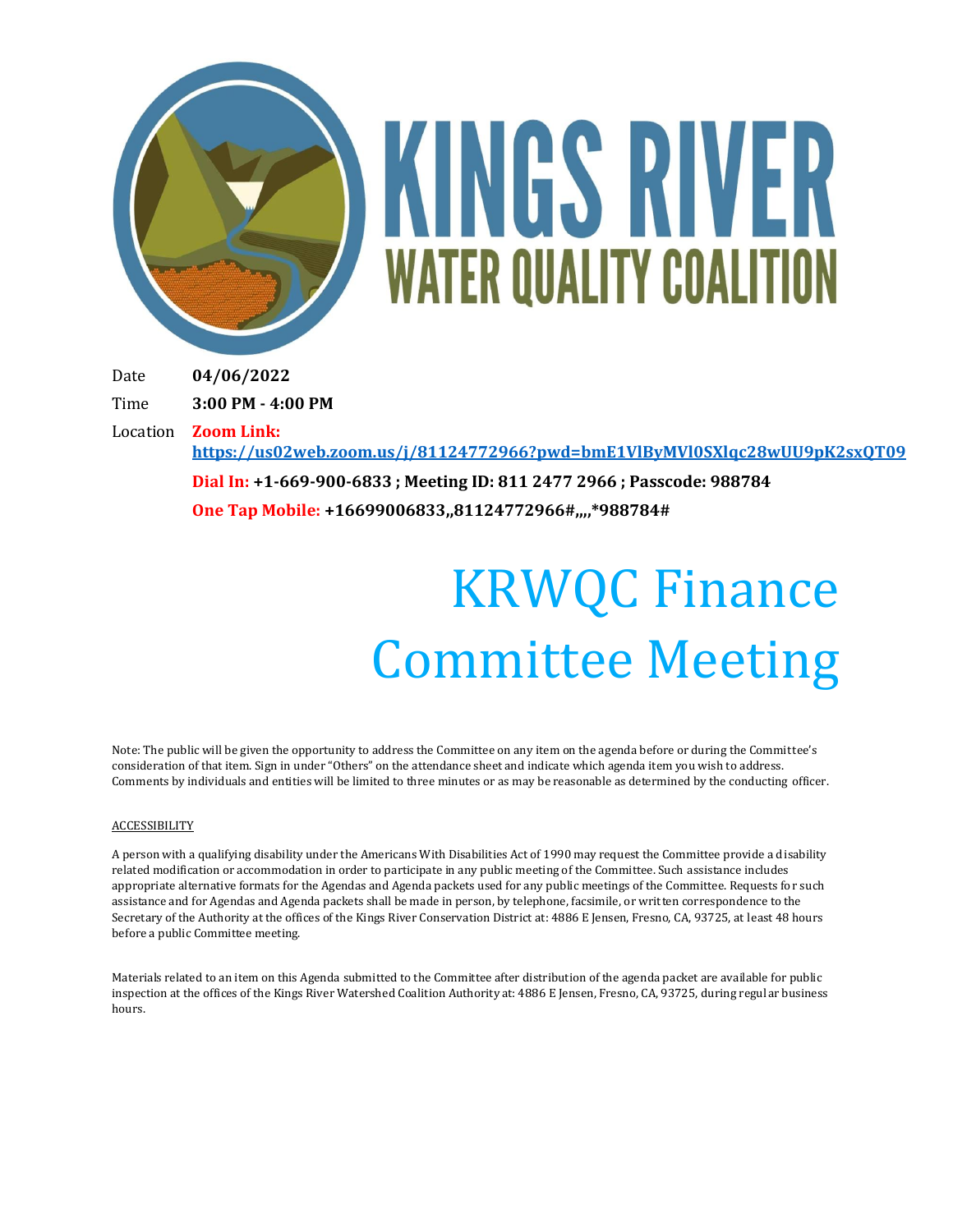# KINGS RIVER WATER QUALITY COALITION

Date **04/06/2022**

Time **3:00 PM - 4:00 PM**

Location **Zoom Link:** **https://us02web.zoom.us/j/81124772966?pwd=bmE1VlByMVl0SXlqc28wUU9pK2sxQT09**

**Dial In: +1-669-900-6833 ; Meeting ID: 811 2477 2966 ; Passcode: 988784**

**One Tap Mobile: +16699006833,,81124772966#,,,,*988784#**

# KRWQC Finance Committee Meeting

Note: The public will be given the opportunity to address the Committee on any item on the agenda before or during the Committee's consideration of that item. Sign in under "Others" on the attendance sheet and indicate which agenda item you wish to address. Comments by individuals and entities will be limited to three minutes or as may be reasonable as determined by the conducting officer.

ACCESSIBILITY

A person with a qualifying disability under the Americans With Disabilities Act of 1990 may request the Committee provide a disability related modification or accommodation in order to participate in any public meeting of the Committee. Such assistance includes appropriate alternative formats for the Agendas and Agenda packets used for any public meetings of the Committee. Requests for such assistance and for Agendas and Agenda packets shall be made in person, by telephone, facsimile, or written correspondence to the Secretary of the Authority at the offices of the Kings River Conservation District at: 4886 E Jensen, Fresno, CA, 93725, at least 48 hours before a public Committee meeting.

Materials related to an item on this Agenda submitted to the Committee after distribution of the agenda packet are available for public inspection at the offices of the Kings River Watershed Coalition Authority at: 4886 E Jensen, Fresno, CA, 93725, during regular business hours.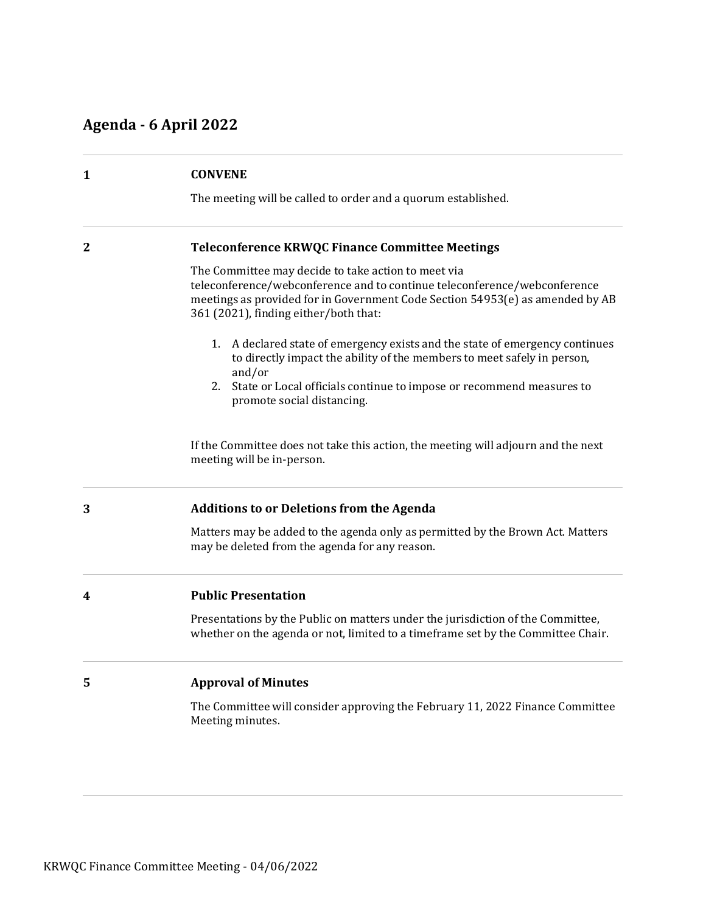## Agenda - 6 April 2022

---

**1** **CONVENE**

The meeting will be called to order and a quorum established.

---

**2** **Teleconference KRWQC Finance Committee Meetings**

The Committee may decide to take action to meet via teleconference/webconference and to continue teleconference/webconference meetings as provided for in Government Code Section 54953(e) as amended by AB 361 (2021), finding either/both that:

1. A declared state of emergency exists and the state of emergency continues to directly impact the ability of the members to meet safely in person, and/or
2. State or Local officials continue to impose or recommend measures to promote social distancing.

If the Committee does not take this action, the meeting will adjourn and the next meeting will be in-person.

---

**3** **Additions to or Deletions from the Agenda**

Matters may be added to the agenda only as permitted by the Brown Act. Matters may be deleted from the agenda for any reason.

---

**4** **Public Presentation**

Presentations by the Public on matters under the jurisdiction of the Committee, whether on the agenda or not, limited to a timeframe set by the Committee Chair.

---

**5** **Approval of Minutes**

The Committee will consider approving the February 11, 2022 Finance Committee Meeting minutes.

---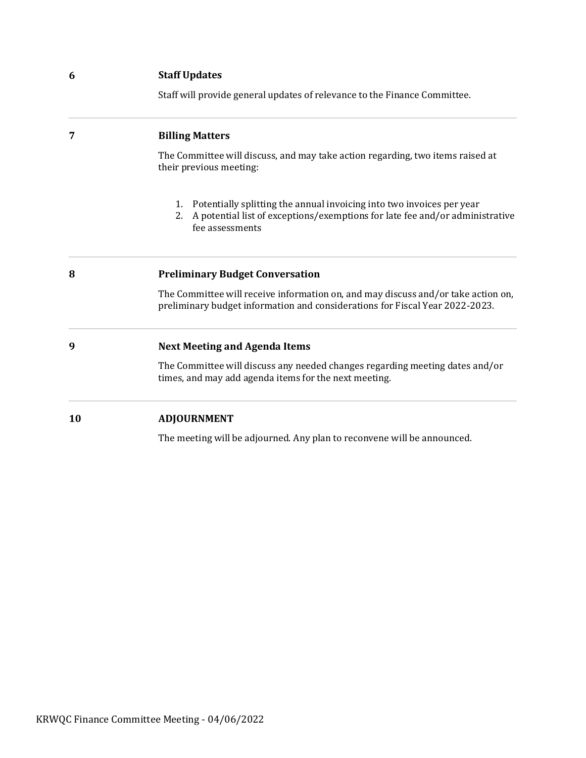**6** **Staff Updates**

Staff will provide general updates of relevance to the Finance Committee.

---

**7** **Billing Matters**

The Committee will discuss, and may take action regarding, two items raised at their previous meeting:

1. Potentially splitting the annual invoicing into two invoices per year
2. A potential list of exceptions/exemptions for late fee and/or administrative fee assessments

---

**8** **Preliminary Budget Conversation**

The Committee will receive information on, and may discuss and/or take action on, preliminary budget information and considerations for Fiscal Year 2022-2023.

---

**9** **Next Meeting and Agenda Items**

The Committee will discuss any needed changes regarding meeting dates and/or times, and may add agenda items for the next meeting.

---

**10** **ADJOURNMENT**

The meeting will be adjourned. Any plan to reconvene will be announced.